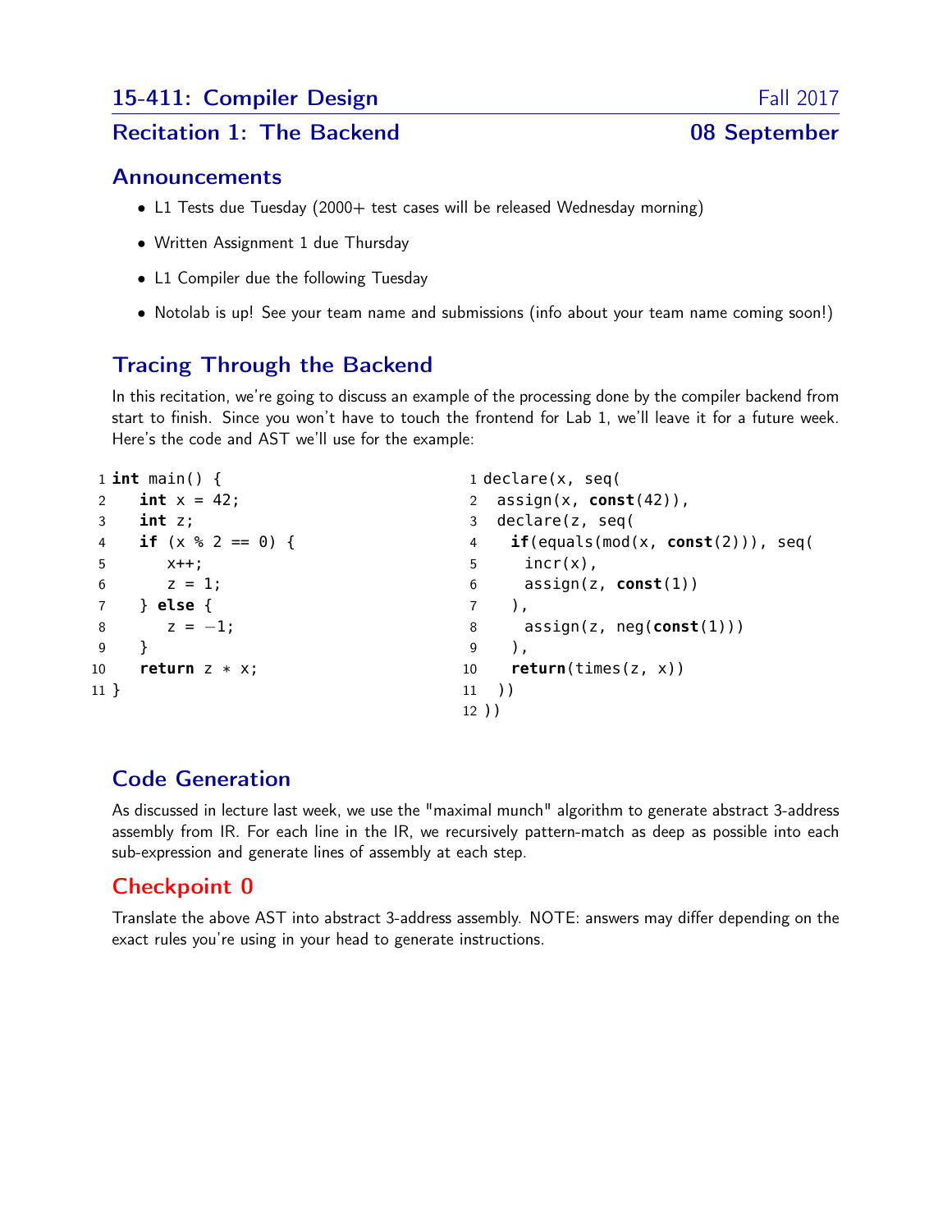# 15-411: Compiler Design — Fall 2017

## Recitation 1: The Backend — 08 September

## Announcements

- L1 Tests due Tuesday (2000+ test cases will be released Wednesday morning)
- Written Assignment 1 due Thursday
- L1 Compiler due the following Tuesday
- Notolab is up! See your team name and submissions (info about your team name coming soon!)

## Tracing Through the Backend

In this recitation, we're going to discuss an example of the processing done by the compiler backend from start to finish. Since you won't have to touch the frontend for Lab 1, we'll leave it for a future week. Here's the code and AST we'll use for the example:

```
1  int main() {
2     int x = 42;
3     int z;
4     if (x % 2 == 0) {
5        x++;
6        z = 1;
7     } else {
8        z = -1;
9     }
10    return z * x;
11 }
```

```
1  declare(x, seq(
2   assign(x, const(42)),
3   declare(z, seq(
4    if(equals(mod(x, const(2))), seq(
5     incr(x),
6     assign(z, const(1))
7    ),
8     assign(z, neg(const(1)))
9    ),
10   return(times(z, x))
11  ))
12 ))
```

## Code Generation

As discussed in lecture last week, we use the "maximal munch" algorithm to generate abstract 3-address assembly from IR. For each line in the IR, we recursively pattern-match as deep as possible into each sub-expression and generate lines of assembly at each step.

## Checkpoint 0

Translate the above AST into abstract 3-address assembly. NOTE: answers may differ depending on the exact rules you're using in your head to generate instructions.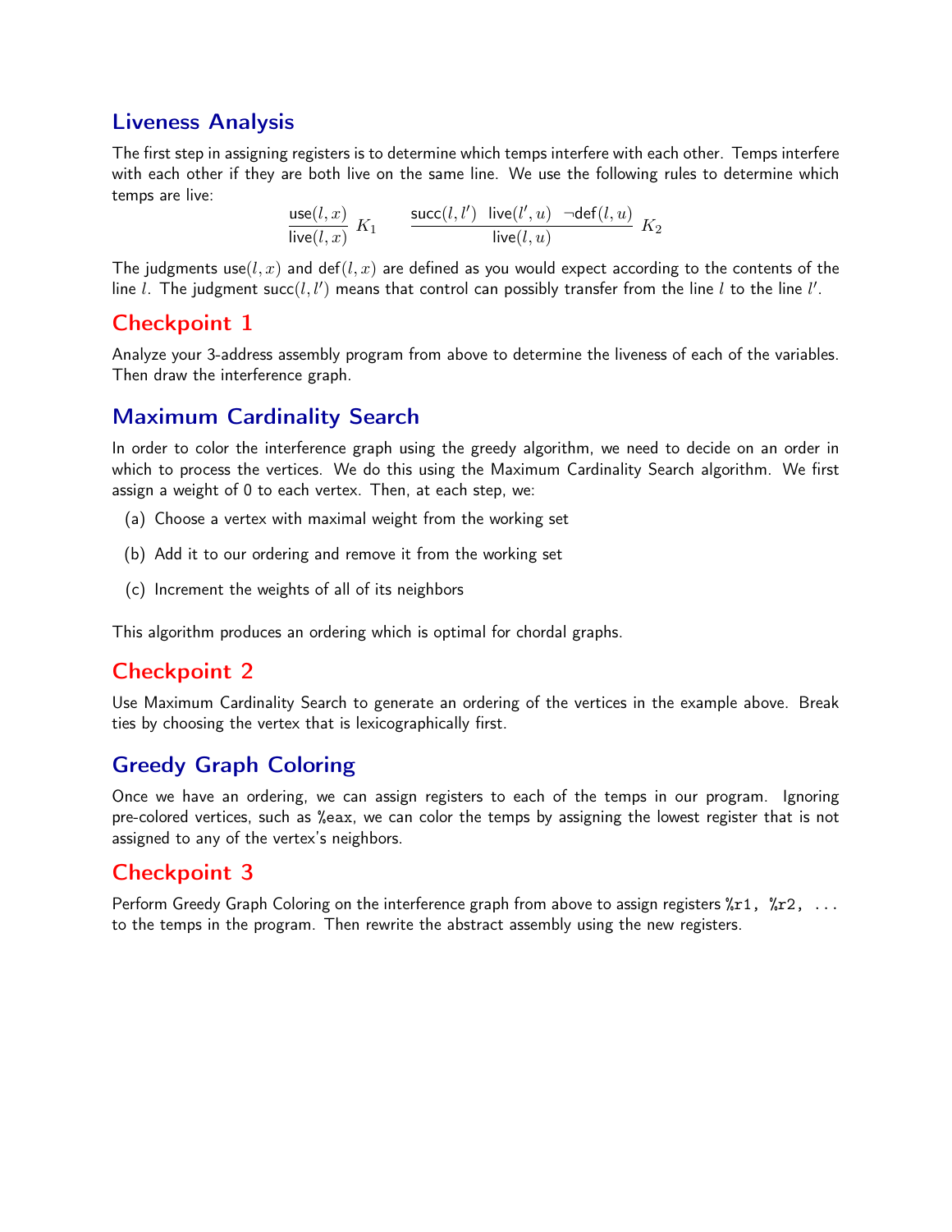## Liveness Analysis

The first step in assigning registers is to determine which temps interfere with each other. Temps interfere with each other if they are both live on the same line. We use the following rules to determine which temps are live:

$$\frac{\mathsf{use}(l, x)}{\mathsf{live}(l, x)}\ K_1 \qquad \frac{\mathsf{succ}(l, l') \quad \mathsf{live}(l', u) \quad \neg\mathsf{def}(l, u)}{\mathsf{live}(l, u)}\ K_2$$

The judgments $\mathsf{use}(l, x)$ and $\mathsf{def}(l, x)$ are defined as you would expect according to the contents of the line $l$. The judgment $\mathsf{succ}(l, l')$ means that control can possibly transfer from the line $l$ to the line $l'$.

## Checkpoint 1

Analyze your 3-address assembly program from above to determine the liveness of each of the variables. Then draw the interference graph.

## Maximum Cardinality Search

In order to color the interference graph using the greedy algorithm, we need to decide on an order in which to process the vertices. We do this using the Maximum Cardinality Search algorithm. We first assign a weight of 0 to each vertex. Then, at each step, we:

(a) Choose a vertex with maximal weight from the working set

(b) Add it to our ordering and remove it from the working set

(c) Increment the weights of all of its neighbors

This algorithm produces an ordering which is optimal for chordal graphs.

## Checkpoint 2

Use Maximum Cardinality Search to generate an ordering of the vertices in the example above. Break ties by choosing the vertex that is lexicographically first.

## Greedy Graph Coloring

Once we have an ordering, we can assign registers to each of the temps in our program. Ignoring pre-colored vertices, such as `%eax`, we can color the temps by assigning the lowest register that is not assigned to any of the vertex's neighbors.

## Checkpoint 3

Perform Greedy Graph Coloring on the interference graph from above to assign registers `%r1, %r2, ...` to the temps in the program. Then rewrite the abstract assembly using the new registers.